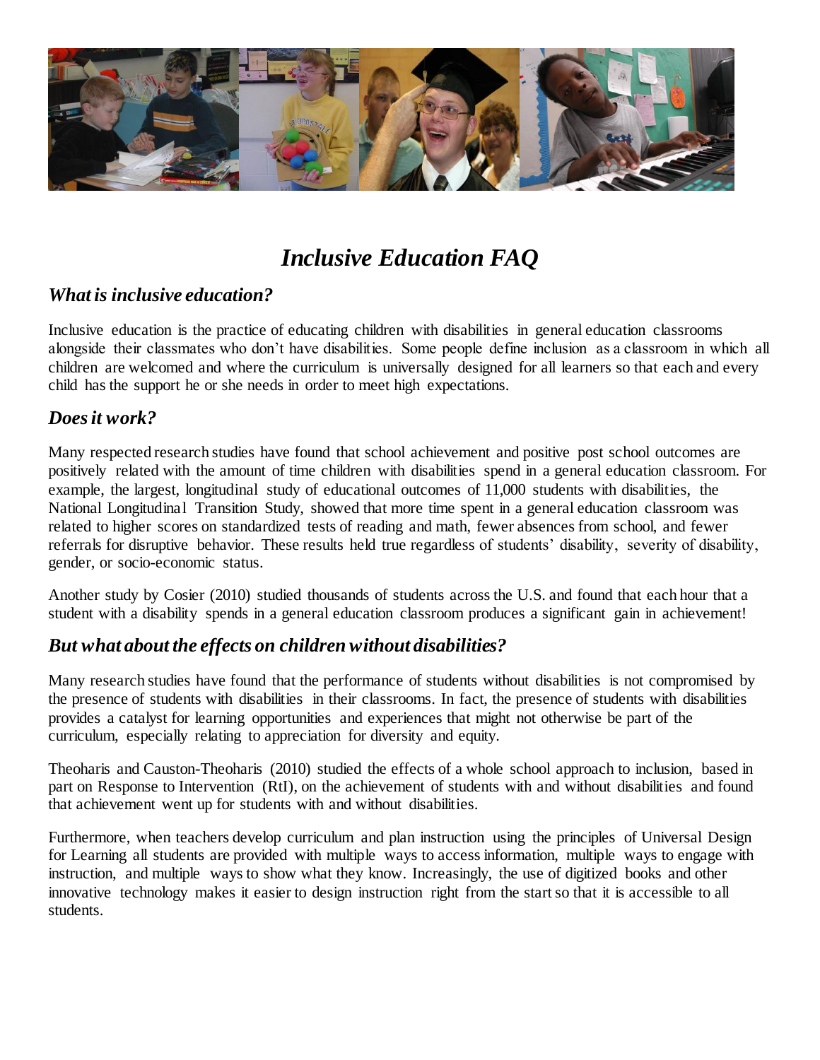# *Inclusive Education FAQ*

## *What is inclusive education?*

Inclusive education is the practice of educating children with disabilities in general education classrooms alongside their classmates who don't have disabilities. Some people define inclusion as a classroom in which all children are welcomed and where the curriculum is universally designed for all learners so that each and every child has the support he or she needs in order to meet high expectations.

## *Does it work?*

Many respected research studies have found that school achievement and positive post school outcomes are positively related with the amount of time children with disabilities spend in a general education classroom. For example, the largest, longitudinal study of educational outcomes of 11,000 students with disabilities, the National Longitudinal Transition Study, showed that more time spent in a general education classroom was related to higher scores on standardized tests of reading and math, fewer absences from school, and fewer referrals for disruptive behavior. These results held true regardless of students' disability, severity of disability, gender, or socio-economic status.

Another study by Cosier (2010) studied thousands of students across the U.S. and found that each hour that a student with a disability spends in a general education classroom produces a significant gain in achievement!

## *But what about the effects on children without disabilities?*

Many research studies have found that the performance of students without disabilities is not compromised by the presence of students with disabilities in their classrooms. In fact, the presence of students with disabilities provides a catalyst for learning opportunities and experiences that might not otherwise be part of the curriculum, especially relating to appreciation for diversity and equity.

Theoharis and Causton-Theoharis (2010) studied the effects of a whole school approach to inclusion, based in part on Response to Intervention (RtI), on the achievement of students with and without disabilities and found that achievement went up for students with and without disabilities.

Furthermore, when teachers develop curriculum and plan instruction using the principles of Universal Design for Learning all students are provided with multiple ways to access information, multiple ways to engage with instruction, and multiple ways to show what they know. Increasingly, the use of digitized books and other innovative technology makes it easier to design instruction right from the start so that it is accessible to all students.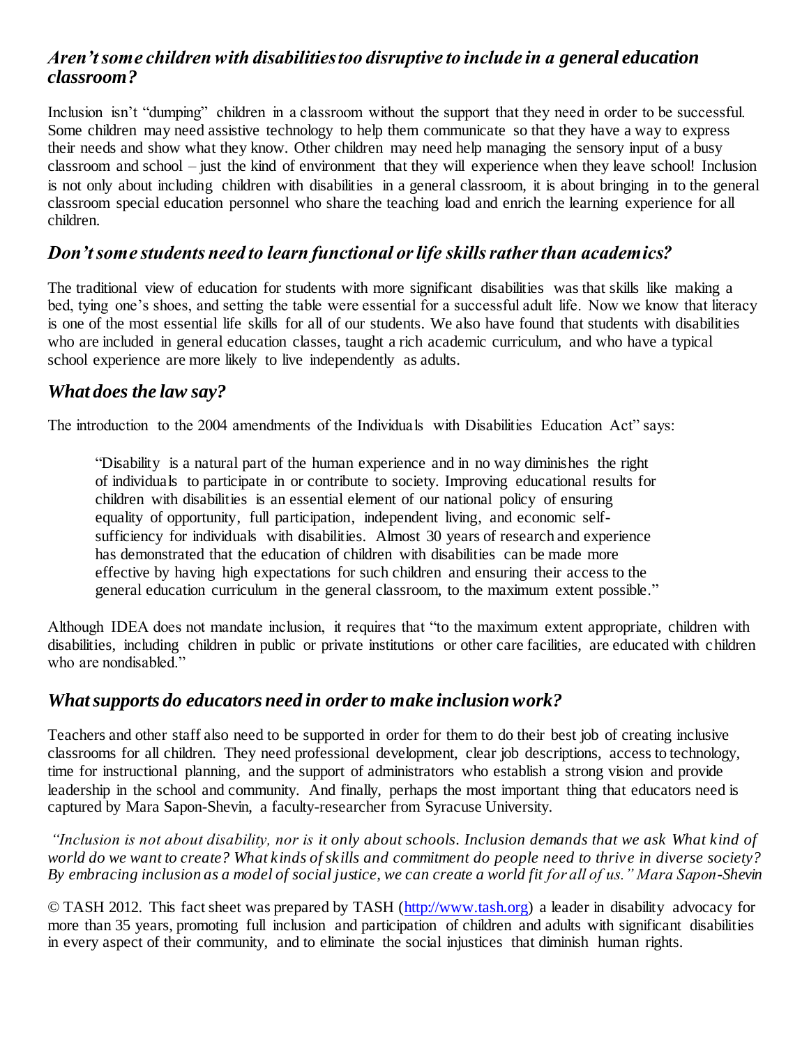## *Aren't some children with disabilities too disruptive to include in a general education classroom?*

Inclusion isn't "dumping" children in a classroom without the support that they need in order to be successful. Some children may need assistive technology to help them communicate so that they have a way to express their needs and show what they know. Other children may need help managing the sensory input of a busy classroom and school – just the kind of environment that they will experience when they leave school! Inclusion is not only about including children with disabilities in a general classroom, it is about bringing in to the general classroom special education personnel who share the teaching load and enrich the learning experience for all children.

## *Don't some students need to learn functional or life skills rather than academics?*

The traditional view of education for students with more significant disabilities was that skills like making a bed, tying one's shoes, and setting the table were essential for a successful adult life. Now we know that literacy is one of the most essential life skills for all of our students. We also have found that students with disabilities who are included in general education classes, taught a rich academic curriculum, and who have a typical school experience are more likely to live independently as adults.

## *What does the law say?*

The introduction to the 2004 amendments of the Individuals with Disabilities Education Act" says:

> "Disability is a natural part of the human experience and in no way diminishes the right of individuals to participate in or contribute to society. Improving educational results for children with disabilities is an essential element of our national policy of ensuring equality of opportunity, full participation, independent living, and economic self-sufficiency for individuals with disabilities. Almost 30 years of research and experience has demonstrated that the education of children with disabilities can be made more effective by having high expectations for such children and ensuring their access to the general education curriculum in the general classroom, to the maximum extent possible."

Although IDEA does not mandate inclusion, it requires that "to the maximum extent appropriate, children with disabilities, including children in public or private institutions or other care facilities, are educated with children who are nondisabled."

## *What supports do educators need in order to make inclusion work?*

Teachers and other staff also need to be supported in order for them to do their best job of creating inclusive classrooms for all children. They need professional development, clear job descriptions, access to technology, time for instructional planning, and the support of administrators who establish a strong vision and provide leadership in the school and community. And finally, perhaps the most important thing that educators need is captured by Mara Sapon-Shevin, a faculty-researcher from Syracuse University.

*"Inclusion is not about disability, nor is it only about schools. Inclusion demands that we ask What kind of world do we want to create? What kinds of skills and commitment do people need to thrive in diverse society? By embracing inclusion as a model of social justice, we can create a world fit for all of us." Mara Sapon-Shevin*

© TASH 2012. This fact sheet was prepared by TASH (http://www.tash.org) a leader in disability advocacy for more than 35 years, promoting full inclusion and participation of children and adults with significant disabilities in every aspect of their community, and to eliminate the social injustices that diminish human rights.